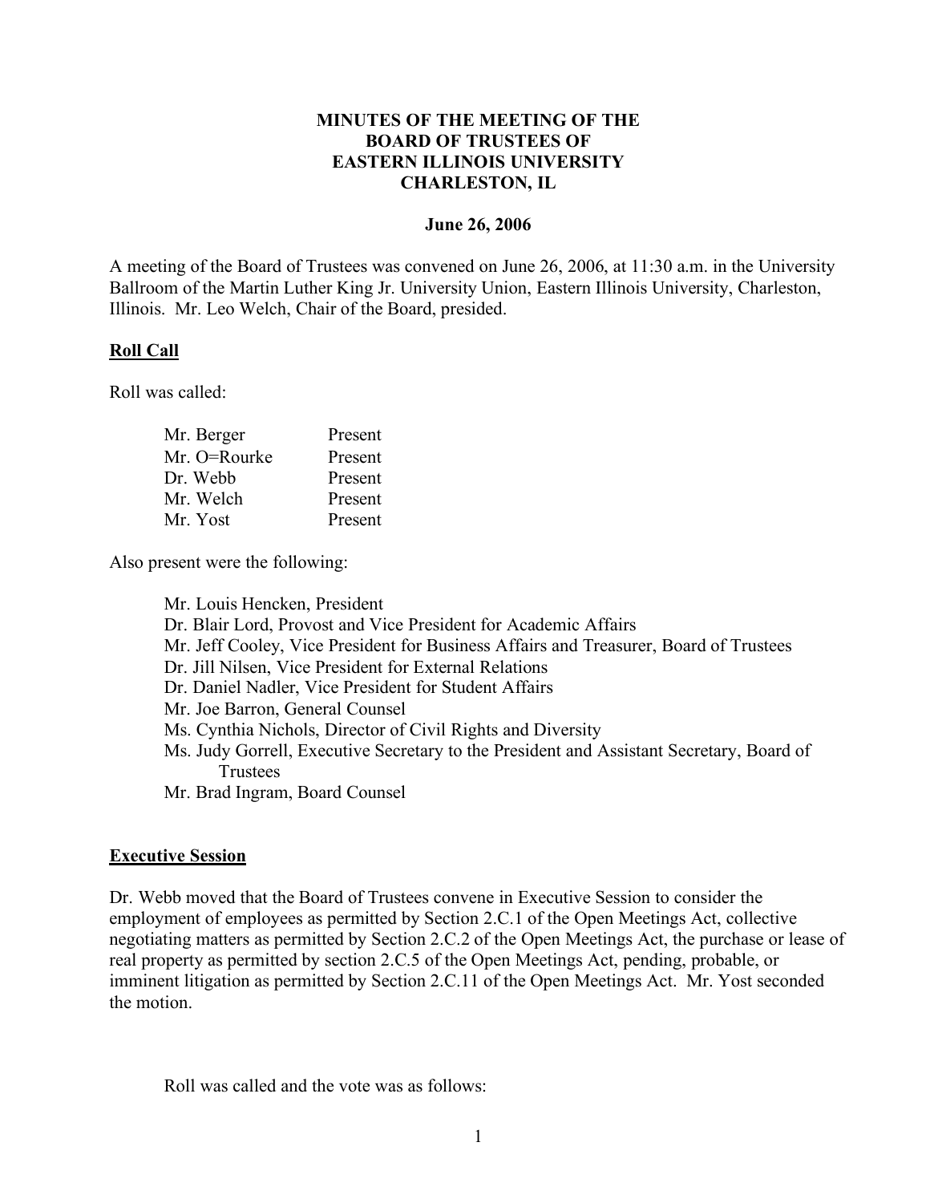# MINUTES OF THE MEETING OF THE BOARD OF TRUSTEES OF EASTERN ILLINOIS UNIVERSITY CHARLESTON, IL

**June 26, 2006**

A meeting of the Board of Trustees was convened on June 26, 2006, at 11:30 a.m. in the University Ballroom of the Martin Luther King Jr. University Union, Eastern Illinois University, Charleston, Illinois. Mr. Leo Welch, Chair of the Board, presided.

## Roll Call

Roll was called:

| | |
|---|---|
| Mr. Berger | Present |
| Mr. O=Rourke | Present |
| Dr. Webb | Present |
| Mr. Welch | Present |
| Mr. Yost | Present |

Also present were the following:

- Mr. Louis Hencken, President
- Dr. Blair Lord, Provost and Vice President for Academic Affairs
- Mr. Jeff Cooley, Vice President for Business Affairs and Treasurer, Board of Trustees
- Dr. Jill Nilsen, Vice President for External Relations
- Dr. Daniel Nadler, Vice President for Student Affairs
- Mr. Joe Barron, General Counsel
- Ms. Cynthia Nichols, Director of Civil Rights and Diversity
- Ms. Judy Gorrell, Executive Secretary to the President and Assistant Secretary, Board of Trustees
- Mr. Brad Ingram, Board Counsel

## Executive Session

Dr. Webb moved that the Board of Trustees convene in Executive Session to consider the employment of employees as permitted by Section 2.C.1 of the Open Meetings Act, collective negotiating matters as permitted by Section 2.C.2 of the Open Meetings Act, the purchase or lease of real property as permitted by section 2.C.5 of the Open Meetings Act, pending, probable, or imminent litigation as permitted by Section 2.C.11 of the Open Meetings Act. Mr. Yost seconded the motion.

Roll was called and the vote was as follows: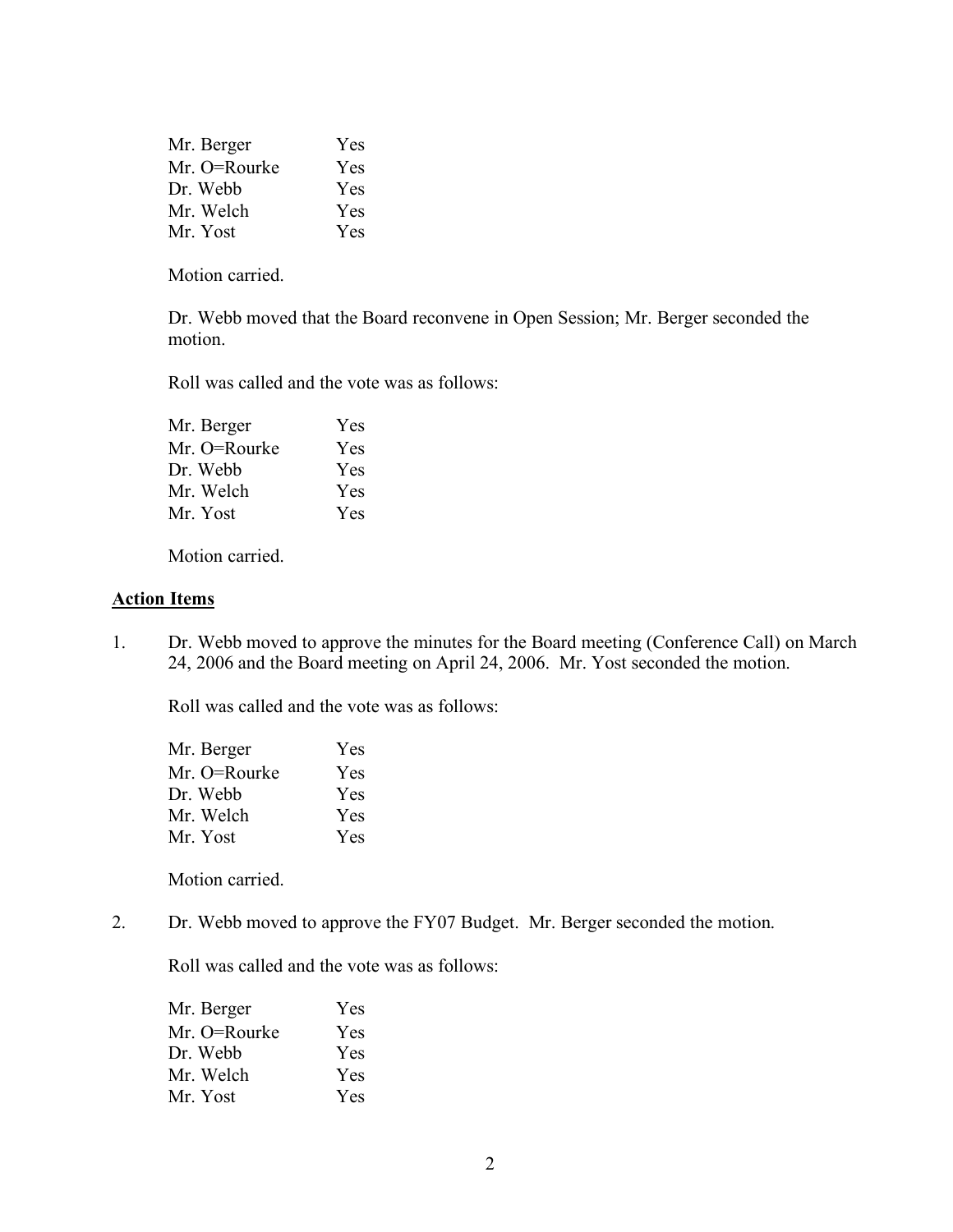| | |
|---|---|
| Mr. Berger | Yes |
| Mr. O=Rourke | Yes |
| Dr. Webb | Yes |
| Mr. Welch | Yes |
| Mr. Yost | Yes |

Motion carried.

Dr. Webb moved that the Board reconvene in Open Session; Mr. Berger seconded the motion.

Roll was called and the vote was as follows:

| | |
|---|---|
| Mr. Berger | Yes |
| Mr. O=Rourke | Yes |
| Dr. Webb | Yes |
| Mr. Welch | Yes |
| Mr. Yost | Yes |

Motion carried.

## Action Items

1. Dr. Webb moved to approve the minutes for the Board meeting (Conference Call) on March 24, 2006 and the Board meeting on April 24, 2006. Mr. Yost seconded the motion.

   Roll was called and the vote was as follows:

   | | |
   |---|---|
   | Mr. Berger | Yes |
   | Mr. O=Rourke | Yes |
   | Dr. Webb | Yes |
   | Mr. Welch | Yes |
   | Mr. Yost | Yes |

   Motion carried.

2. Dr. Webb moved to approve the FY07 Budget. Mr. Berger seconded the motion.

   Roll was called and the vote was as follows:

   | | |
   |---|---|
   | Mr. Berger | Yes |
   | Mr. O=Rourke | Yes |
   | Dr. Webb | Yes |
   | Mr. Welch | Yes |
   | Mr. Yost | Yes |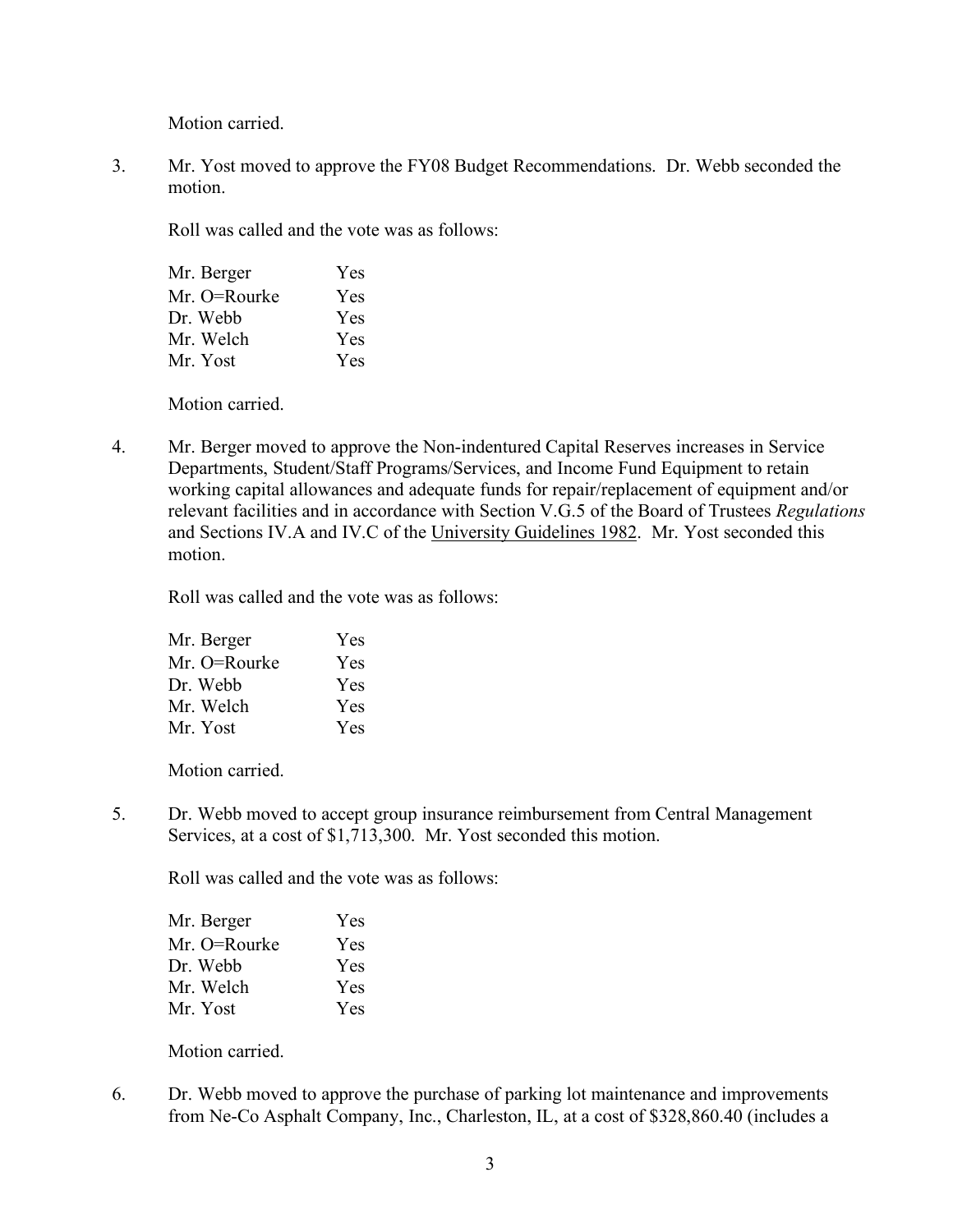Motion carried.

3. Mr. Yost moved to approve the FY08 Budget Recommendations. Dr. Webb seconded the motion.

   Roll was called and the vote was as follows:

   | | |
   |---|---|
   | Mr. Berger | Yes |
   | Mr. O=Rourke | Yes |
   | Dr. Webb | Yes |
   | Mr. Welch | Yes |
   | Mr. Yost | Yes |

   Motion carried.

4. Mr. Berger moved to approve the Non-indentured Capital Reserves increases in Service Departments, Student/Staff Programs/Services, and Income Fund Equipment to retain working capital allowances and adequate funds for repair/replacement of equipment and/or relevant facilities and in accordance with Section V.G.5 of the Board of Trustees *Regulations* and Sections IV.A and IV.C of the University Guidelines 1982. Mr. Yost seconded this motion.

   Roll was called and the vote was as follows:

   | | |
   |---|---|
   | Mr. Berger | Yes |
   | Mr. O=Rourke | Yes |
   | Dr. Webb | Yes |
   | Mr. Welch | Yes |
   | Mr. Yost | Yes |

   Motion carried.

5. Dr. Webb moved to accept group insurance reimbursement from Central Management Services, at a cost of $1,713,300. Mr. Yost seconded this motion.

   Roll was called and the vote was as follows:

   | | |
   |---|---|
   | Mr. Berger | Yes |
   | Mr. O=Rourke | Yes |
   | Dr. Webb | Yes |
   | Mr. Welch | Yes |
   | Mr. Yost | Yes |

   Motion carried.

6. Dr. Webb moved to approve the purchase of parking lot maintenance and improvements from Ne-Co Asphalt Company, Inc., Charleston, IL, at a cost of $328,860.40 (includes a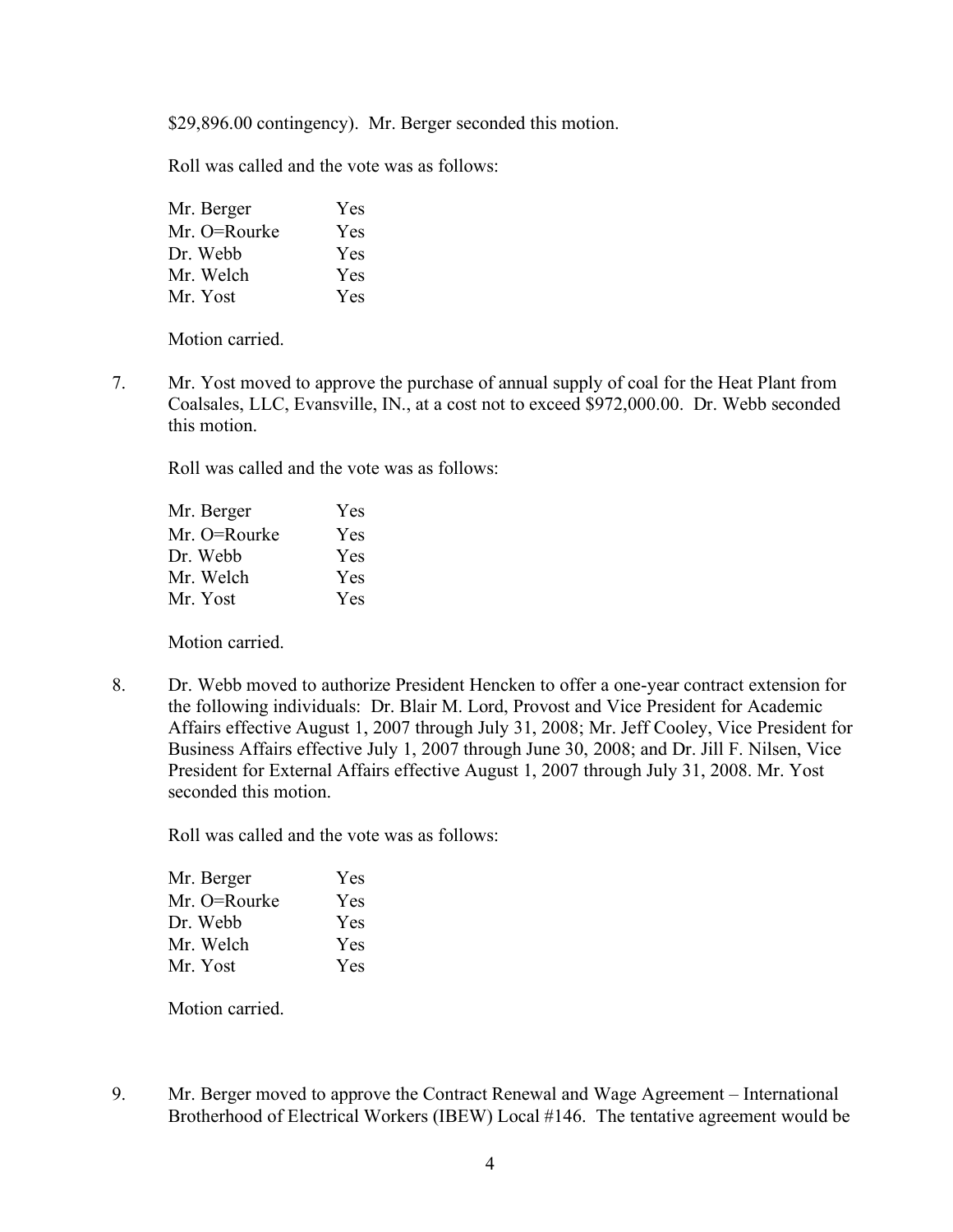$29,896.00 contingency). Mr. Berger seconded this motion.

Roll was called and the vote was as follows:

| | |
|---|---|
| Mr. Berger | Yes |
| Mr. O=Rourke | Yes |
| Dr. Webb | Yes |
| Mr. Welch | Yes |
| Mr. Yost | Yes |

Motion carried.

7. Mr. Yost moved to approve the purchase of annual supply of coal for the Heat Plant from Coalsales, LLC, Evansville, IN., at a cost not to exceed $972,000.00. Dr. Webb seconded this motion.

   Roll was called and the vote was as follows:

   | | |
   |---|---|
   | Mr. Berger | Yes |
   | Mr. O=Rourke | Yes |
   | Dr. Webb | Yes |
   | Mr. Welch | Yes |
   | Mr. Yost | Yes |

   Motion carried.

8. Dr. Webb moved to authorize President Hencken to offer a one-year contract extension for the following individuals: Dr. Blair M. Lord, Provost and Vice President for Academic Affairs effective August 1, 2007 through July 31, 2008; Mr. Jeff Cooley, Vice President for Business Affairs effective July 1, 2007 through June 30, 2008; and Dr. Jill F. Nilsen, Vice President for External Affairs effective August 1, 2007 through July 31, 2008. Mr. Yost seconded this motion.

   Roll was called and the vote was as follows:

   | | |
   |---|---|
   | Mr. Berger | Yes |
   | Mr. O=Rourke | Yes |
   | Dr. Webb | Yes |
   | Mr. Welch | Yes |
   | Mr. Yost | Yes |

   Motion carried.

9. Mr. Berger moved to approve the Contract Renewal and Wage Agreement – International Brotherhood of Electrical Workers (IBEW) Local #146. The tentative agreement would be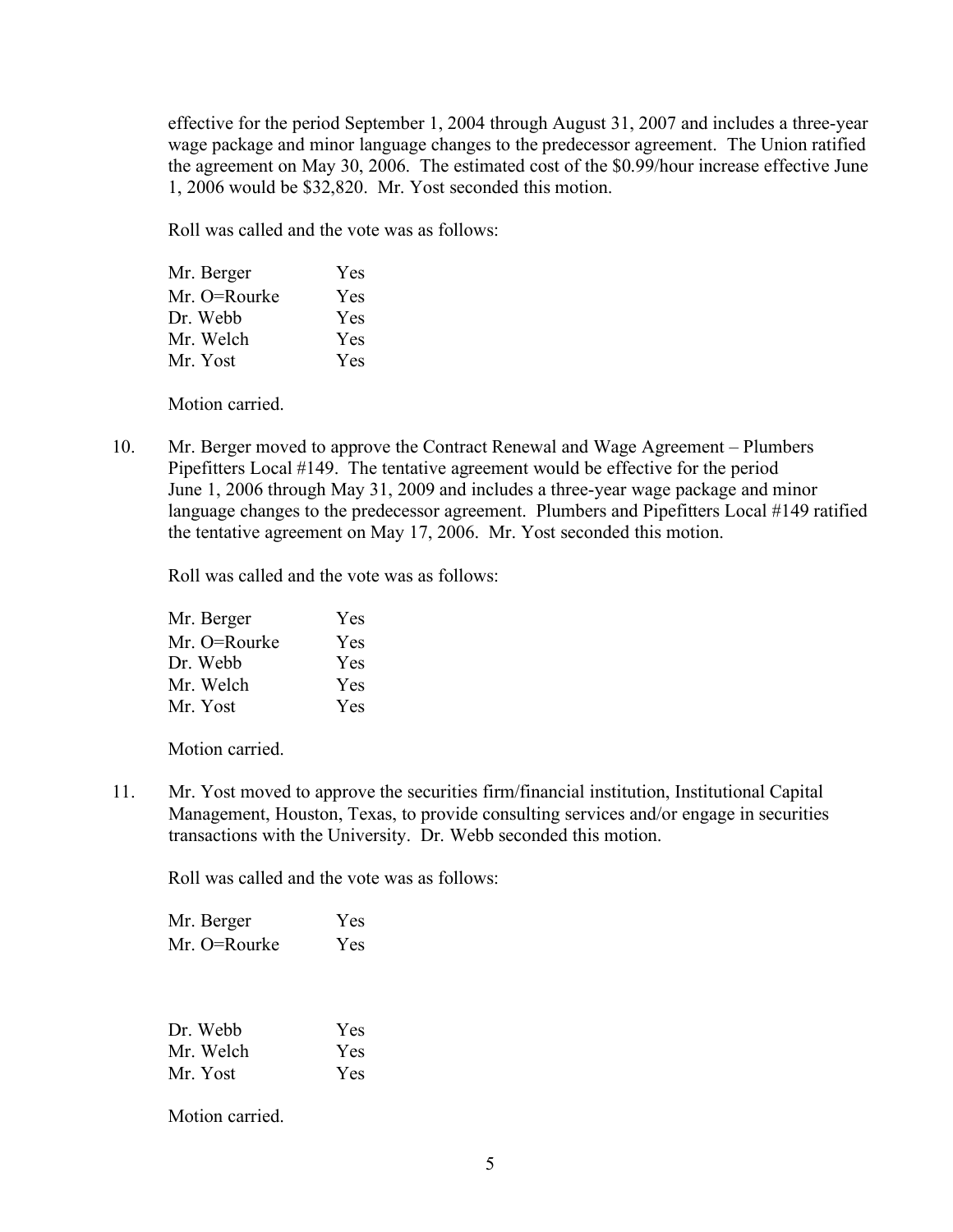effective for the period September 1, 2004 through August 31, 2007 and includes a three-year wage package and minor language changes to the predecessor agreement. The Union ratified the agreement on May 30, 2006. The estimated cost of the $0.99/hour increase effective June 1, 2006 would be $32,820. Mr. Yost seconded this motion.

Roll was called and the vote was as follows:

| | |
|---|---|
| Mr. Berger | Yes |
| Mr. O=Rourke | Yes |
| Dr. Webb | Yes |
| Mr. Welch | Yes |
| Mr. Yost | Yes |

Motion carried.

10. Mr. Berger moved to approve the Contract Renewal and Wage Agreement – Plumbers Pipefitters Local #149. The tentative agreement would be effective for the period June 1, 2006 through May 31, 2009 and includes a three-year wage package and minor language changes to the predecessor agreement. Plumbers and Pipefitters Local #149 ratified the tentative agreement on May 17, 2006. Mr. Yost seconded this motion.

Roll was called and the vote was as follows:

| | |
|---|---|
| Mr. Berger | Yes |
| Mr. O=Rourke | Yes |
| Dr. Webb | Yes |
| Mr. Welch | Yes |
| Mr. Yost | Yes |

Motion carried.

11. Mr. Yost moved to approve the securities firm/financial institution, Institutional Capital Management, Houston, Texas, to provide consulting services and/or engage in securities transactions with the University. Dr. Webb seconded this motion.

Roll was called and the vote was as follows:

| | |
|---|---|
| Mr. Berger | Yes |
| Mr. O=Rourke | Yes |
| Dr. Webb | Yes |
| Mr. Welch | Yes |
| Mr. Yost | Yes |

Motion carried.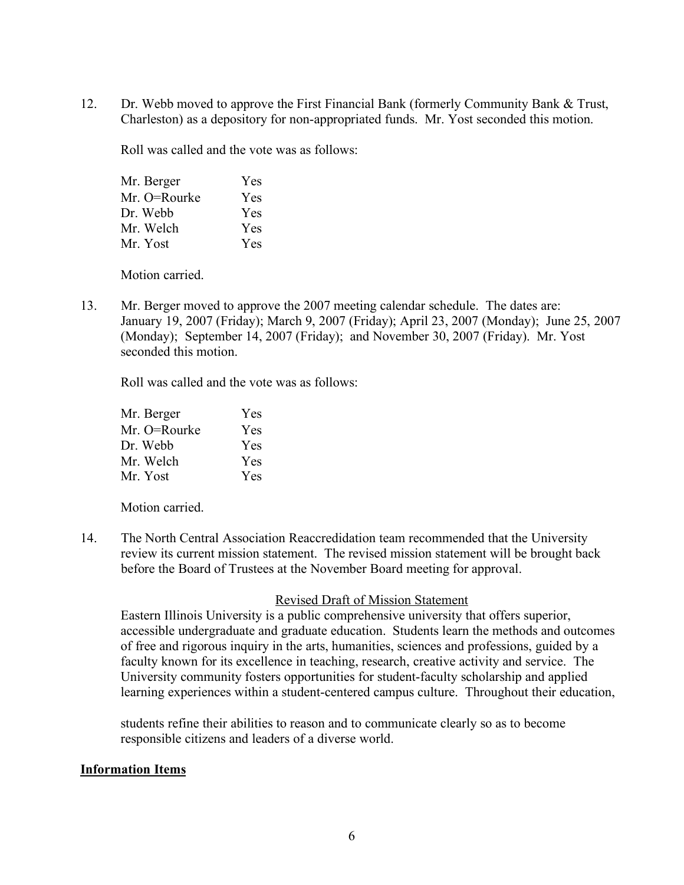12. Dr. Webb moved to approve the First Financial Bank (formerly Community Bank & Trust, Charleston) as a depository for non-appropriated funds. Mr. Yost seconded this motion.

    Roll was called and the vote was as follows:

    Mr. Berger Yes
    Mr. O=Rourke Yes
    Dr. Webb Yes
    Mr. Welch Yes
    Mr. Yost Yes

    Motion carried.

13. Mr. Berger moved to approve the 2007 meeting calendar schedule. The dates are: January 19, 2007 (Friday); March 9, 2007 (Friday); April 23, 2007 (Monday); June 25, 2007 (Monday); September 14, 2007 (Friday); and November 30, 2007 (Friday). Mr. Yost seconded this motion.

    Roll was called and the vote was as follows:

    Mr. Berger Yes
    Mr. O=Rourke Yes
    Dr. Webb Yes
    Mr. Welch Yes
    Mr. Yost Yes

    Motion carried.

14. The North Central Association Reaccredidation team recommended that the University review its current mission statement. The revised mission statement will be brought back before the Board of Trustees at the November Board meeting for approval.

    Revised Draft of Mission Statement

    Eastern Illinois University is a public comprehensive university that offers superior, accessible undergraduate and graduate education. Students learn the methods and outcomes of free and rigorous inquiry in the arts, humanities, sciences and professions, guided by a faculty known for its excellence in teaching, research, creative activity and service. The University community fosters opportunities for student-faculty scholarship and applied learning experiences within a student-centered campus culture. Throughout their education, students refine their abilities to reason and to communicate clearly so as to become responsible citizens and leaders of a diverse world.

**Information Items**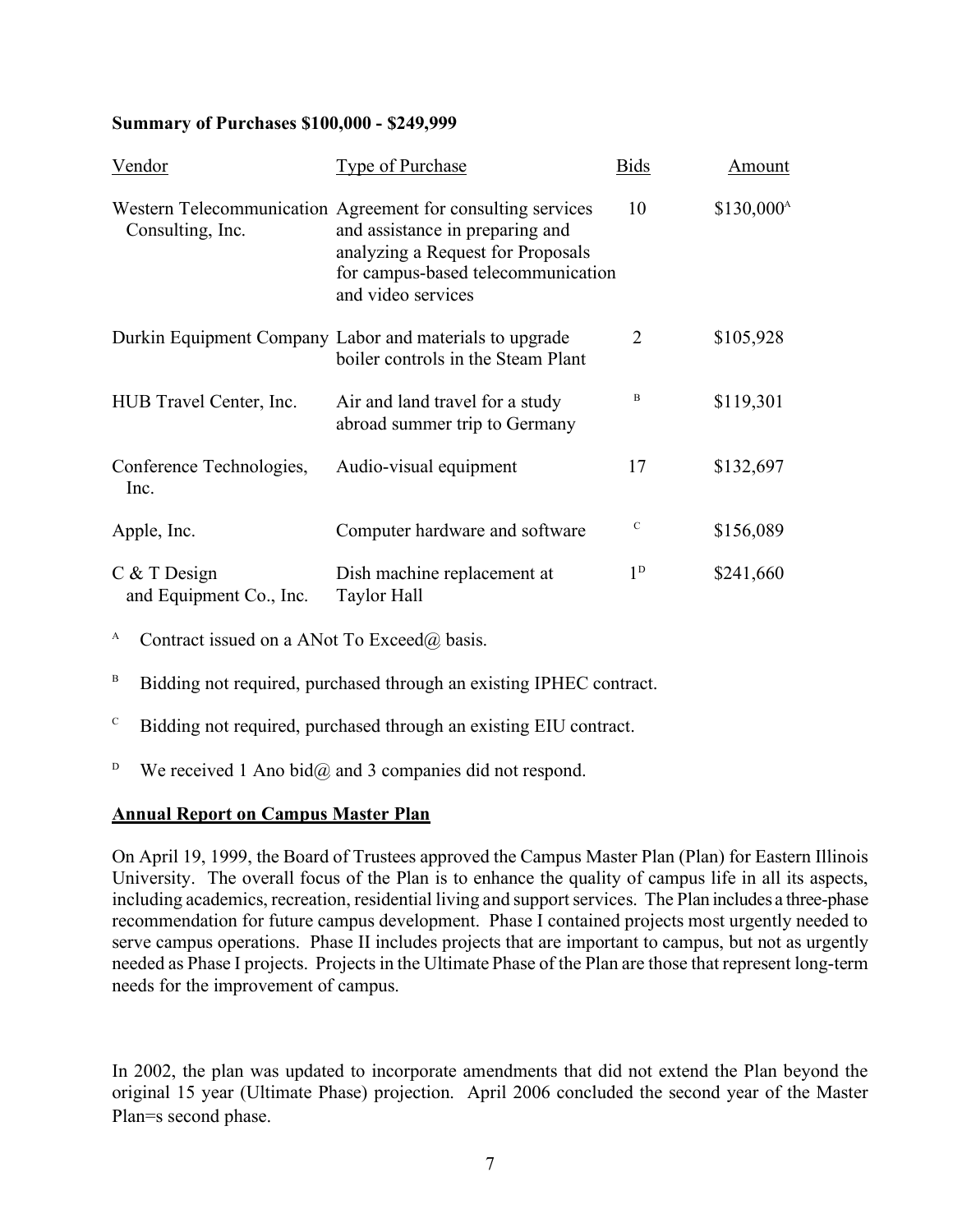**Summary of Purchases $100,000 - $249,999**

| Vendor | Type of Purchase | Bids | Amount |
|---|---|---|---|
| Western Telecommunication Consulting, Inc. | Agreement for consulting services and assistance in preparing and analyzing a Request for Proposals for campus-based telecommunication and video services | 10 | $130,000[A] |
| Durkin Equipment Company | Labor and materials to upgrade boiler controls in the Steam Plant | 2 | $105,928 |
| HUB Travel Center, Inc. | Air and land travel for a study abroad summer trip to Germany | [B] | $119,301 |
| Conference Technologies, Inc. | Audio-visual equipment | 17 | $132,697 |
| Apple, Inc. | Computer hardware and software | [C] | $156,089 |
| C & T Design and Equipment Co., Inc. | Dish machine replacement at Taylor Hall | 1[D] | $241,660 |

[A] Contract issued on a ANot To Exceed@ basis.

[B] Bidding not required, purchased through an existing IPHEC contract.

[C] Bidding not required, purchased through an existing EIU contract.

[D] We received 1 Ano bid@ and 3 companies did not respond.

**Annual Report on Campus Master Plan**

On April 19, 1999, the Board of Trustees approved the Campus Master Plan (Plan) for Eastern Illinois University. The overall focus of the Plan is to enhance the quality of campus life in all its aspects, including academics, recreation, residential living and support services. The Plan includes a three-phase recommendation for future campus development. Phase I contained projects most urgently needed to serve campus operations. Phase II includes projects that are important to campus, but not as urgently needed as Phase I projects. Projects in the Ultimate Phase of the Plan are those that represent long-term needs for the improvement of campus.

In 2002, the plan was updated to incorporate amendments that did not extend the Plan beyond the original 15 year (Ultimate Phase) projection. April 2006 concluded the second year of the Master Plan=s second phase.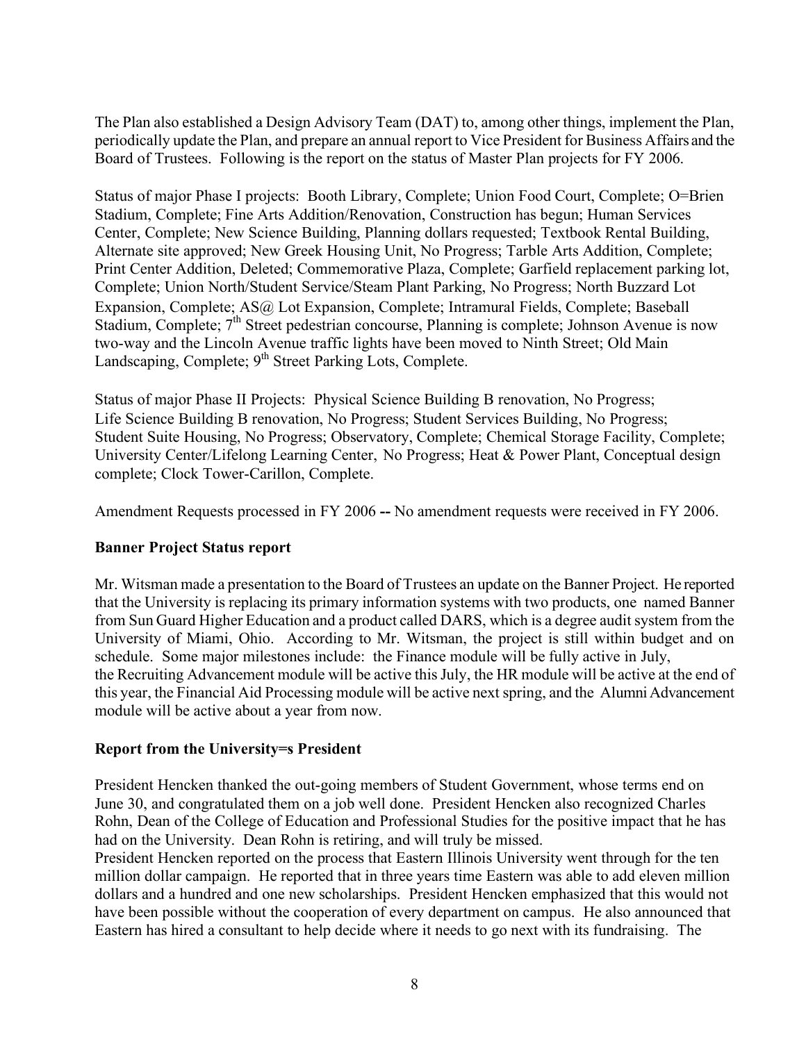The Plan also established a Design Advisory Team (DAT) to, among other things, implement the Plan, periodically update the Plan, and prepare an annual report to Vice President for Business Affairs and the Board of Trustees. Following is the report on the status of Master Plan projects for FY 2006.

Status of major Phase I projects: Booth Library, Complete; Union Food Court, Complete; O=Brien Stadium, Complete; Fine Arts Addition/Renovation, Construction has begun; Human Services Center, Complete; New Science Building, Planning dollars requested; Textbook Rental Building, Alternate site approved; New Greek Housing Unit, No Progress; Tarble Arts Addition, Complete; Print Center Addition, Deleted; Commemorative Plaza, Complete; Garfield replacement parking lot, Complete; Union North/Student Service/Steam Plant Parking, No Progress; North Buzzard Lot Expansion, Complete; AS@ Lot Expansion, Complete; Intramural Fields, Complete; Baseball Stadium, Complete; 7th Street pedestrian concourse, Planning is complete; Johnson Avenue is now two-way and the Lincoln Avenue traffic lights have been moved to Ninth Street; Old Main Landscaping, Complete; 9th Street Parking Lots, Complete.

Status of major Phase II Projects: Physical Science Building B renovation, No Progress; Life Science Building B renovation, No Progress; Student Services Building, No Progress; Student Suite Housing, No Progress; Observatory, Complete; Chemical Storage Facility, Complete; University Center/Lifelong Learning Center, No Progress; Heat & Power Plant, Conceptual design complete; Clock Tower-Carillon, Complete.

Amendment Requests processed in FY 2006 **--** No amendment requests were received in FY 2006.

**Banner Project Status report**

Mr. Witsman made a presentation to the Board of Trustees an update on the Banner Project. He reported that the University is replacing its primary information systems with two products, one named Banner from Sun Guard Higher Education and a product called DARS, which is a degree audit system from the University of Miami, Ohio. According to Mr. Witsman, the project is still within budget and on schedule. Some major milestones include: the Finance module will be fully active in July, the Recruiting Advancement module will be active this July, the HR module will be active at the end of this year, the Financial Aid Processing module will be active next spring, and the Alumni Advancement module will be active about a year from now.

**Report from the University=s President**

President Hencken thanked the out-going members of Student Government, whose terms end on June 30, and congratulated them on a job well done. President Hencken also recognized Charles Rohn, Dean of the College of Education and Professional Studies for the positive impact that he has had on the University. Dean Rohn is retiring, and will truly be missed.

President Hencken reported on the process that Eastern Illinois University went through for the ten million dollar campaign. He reported that in three years time Eastern was able to add eleven million dollars and a hundred and one new scholarships. President Hencken emphasized that this would not have been possible without the cooperation of every department on campus. He also announced that Eastern has hired a consultant to help decide where it needs to go next with its fundraising. The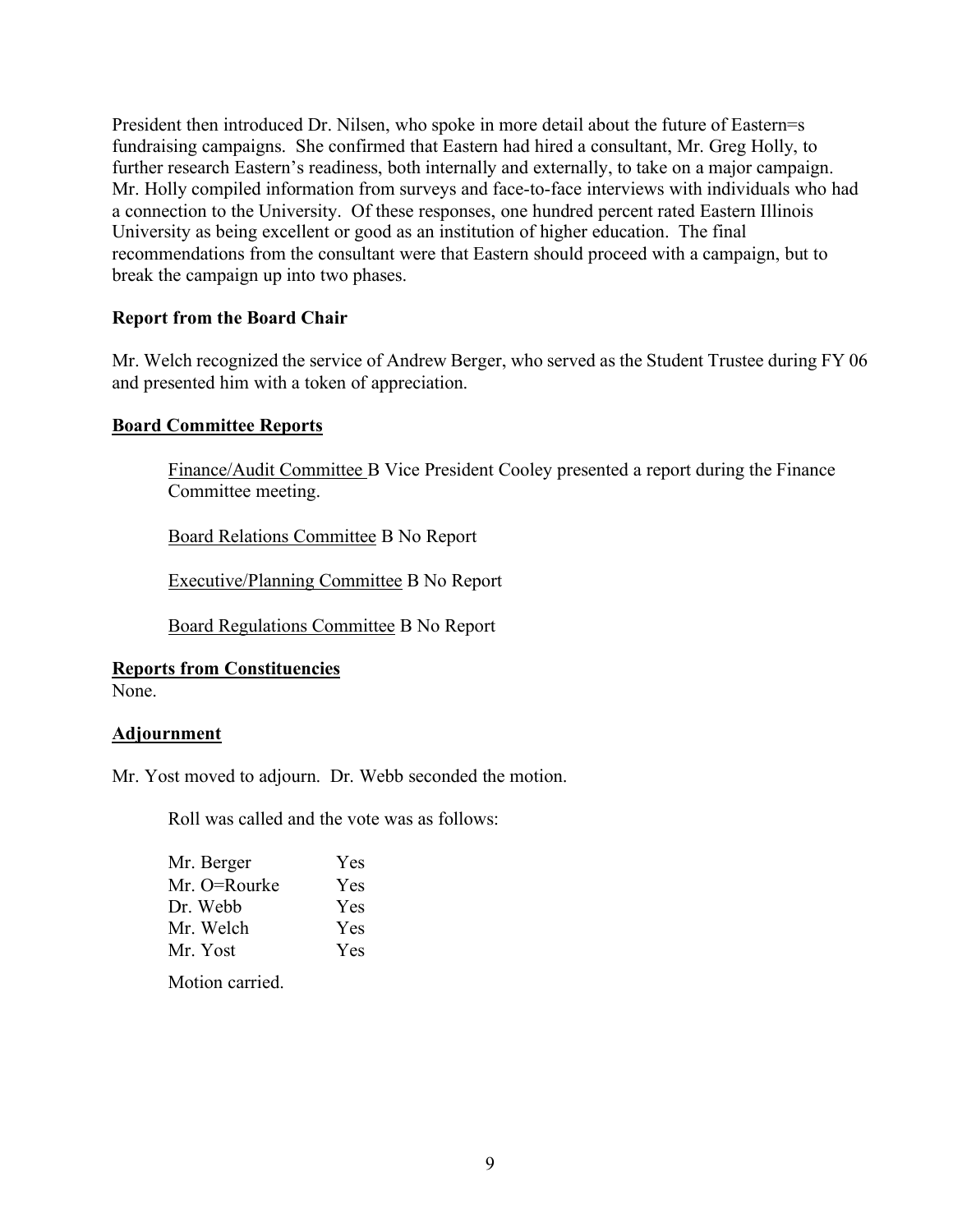President then introduced Dr. Nilsen, who spoke in more detail about the future of Eastern=s fundraising campaigns. She confirmed that Eastern had hired a consultant, Mr. Greg Holly, to further research Eastern's readiness, both internally and externally, to take on a major campaign. Mr. Holly compiled information from surveys and face-to-face interviews with individuals who had a connection to the University. Of these responses, one hundred percent rated Eastern Illinois University as being excellent or good as an institution of higher education. The final recommendations from the consultant were that Eastern should proceed with a campaign, but to break the campaign up into two phases.

**Report from the Board Chair**

Mr. Welch recognized the service of Andrew Berger, who served as the Student Trustee during FY 06 and presented him with a token of appreciation.

**Board Committee Reports**

Finance/Audit Committee B Vice President Cooley presented a report during the Finance Committee meeting.

Board Relations Committee B No Report

Executive/Planning Committee B No Report

Board Regulations Committee B No Report

**Reports from Constituencies**

None.

**Adjournment**

Mr. Yost moved to adjourn. Dr. Webb seconded the motion.

Roll was called and the vote was as follows:

| | |
|---|---|
| Mr. Berger | Yes |
| Mr. O=Rourke | Yes |
| Dr. Webb | Yes |
| Mr. Welch | Yes |
| Mr. Yost | Yes |

Motion carried.